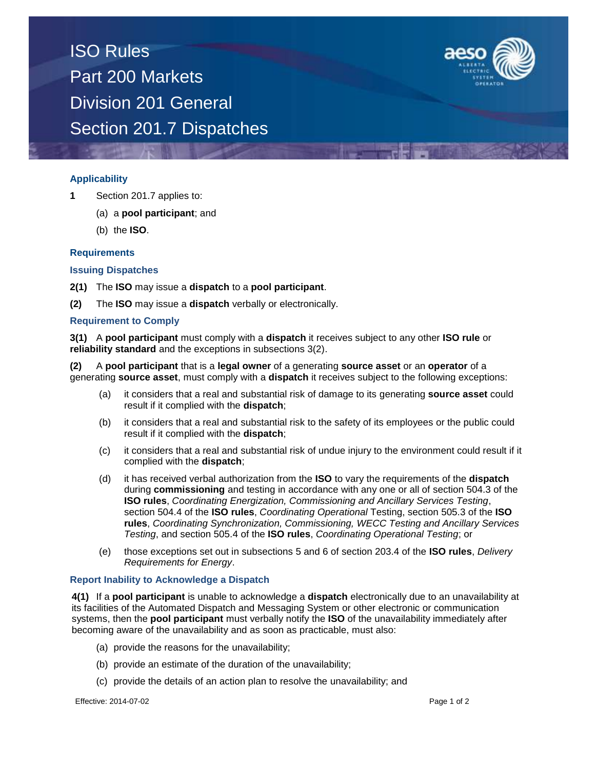# ISO Rules
# Part 200 Markets
# Division 201 General
# Section 201.7 Dispatches

### Applicability

**1** Section 201.7 applies to:

(a) a **pool participant**; and

(b) the **ISO**.

### Requirements

### Issuing Dispatches

**2(1)** The **ISO** may issue a **dispatch** to a **pool participant**.

**(2)** The **ISO** may issue a **dispatch** verbally or electronically.

### Requirement to Comply

**3(1)** A **pool participant** must comply with a **dispatch** it receives subject to any other **ISO rule** or **reliability standard** and the exceptions in subsections 3(2).

**(2)** A **pool participant** that is a **legal owner** of a generating **source asset** or an **operator** of a generating **source asset**, must comply with a **dispatch** it receives subject to the following exceptions:

(a) it considers that a real and substantial risk of damage to its generating **source asset** could result if it complied with the **dispatch**;

(b) it considers that a real and substantial risk to the safety of its employees or the public could result if it complied with the **dispatch**;

(c) it considers that a real and substantial risk of undue injury to the environment could result if it complied with the **dispatch**;

(d) it has received verbal authorization from the **ISO** to vary the requirements of the **dispatch** during **commissioning** and testing in accordance with any one or all of section 504.3 of the **ISO rules**, *Coordinating Energization, Commissioning and Ancillary Services Testing*, section 504.4 of the **ISO rules**, *Coordinating Operational* Testing, section 505.3 of the **ISO rules**, *Coordinating Synchronization, Commissioning, WECC Testing and Ancillary Services Testing*, and section 505.4 of the **ISO rules**, *Coordinating Operational Testing*; or

(e) those exceptions set out in subsections 5 and 6 of section 203.4 of the **ISO rules**, *Delivery Requirements for Energy*.

### Report Inability to Acknowledge a Dispatch

**4(1)** If a **pool participant** is unable to acknowledge a **dispatch** electronically due to an unavailability at its facilities of the Automated Dispatch and Messaging System or other electronic or communication systems, then the **pool participant** must verbally notify the **ISO** of the unavailability immediately after becoming aware of the unavailability and as soon as practicable, must also:

(a) provide the reasons for the unavailability;

(b) provide an estimate of the duration of the unavailability;

(c) provide the details of an action plan to resolve the unavailability; and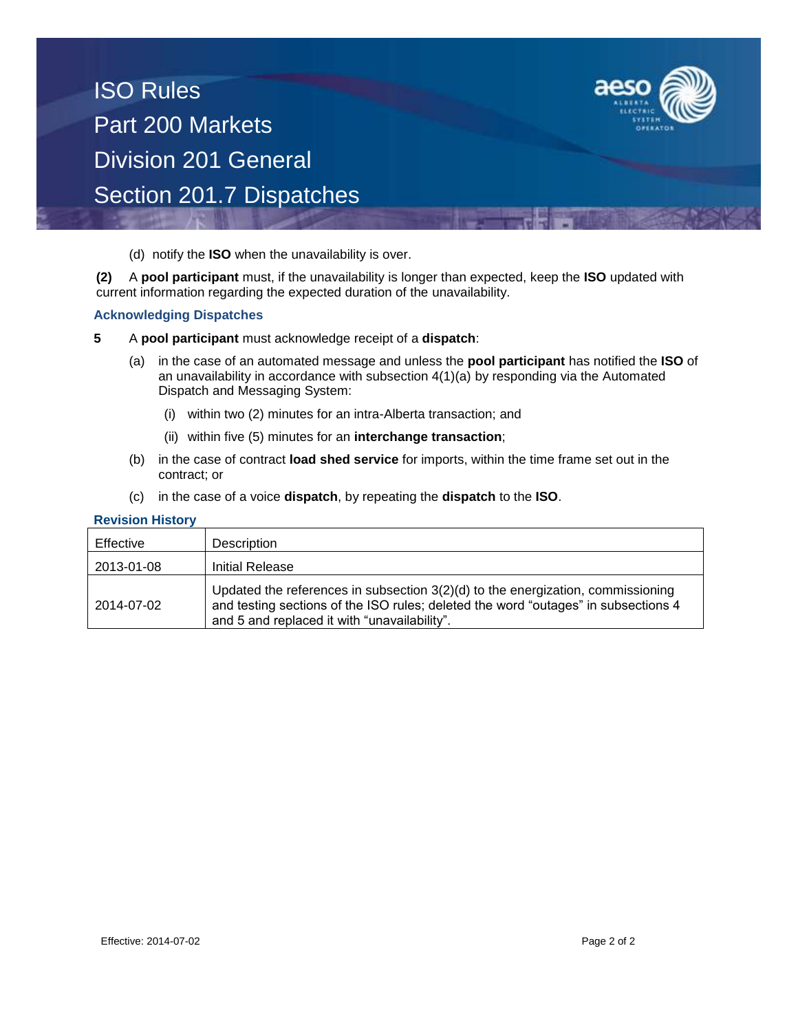(d) notify the **ISO** when the unavailability is over.

**(2)** A **pool participant** must, if the unavailability is longer than expected, keep the **ISO** updated with current information regarding the expected duration of the unavailability.

### Acknowledging Dispatches

**5** A **pool participant** must acknowledge receipt of a **dispatch**:

(a) in the case of an automated message and unless the **pool participant** has notified the **ISO** of an unavailability in accordance with subsection 4(1)(a) by responding via the Automated Dispatch and Messaging System:

(i) within two (2) minutes for an intra-Alberta transaction; and

(ii) within five (5) minutes for an **interchange transaction**;

(b) in the case of contract **load shed service** for imports, within the time frame set out in the contract; or

(c) in the case of a voice **dispatch**, by repeating the **dispatch** to the **ISO**.

### Revision History

| Effective | Description |
|---|---|
| 2013-01-08 | Initial Release |
| 2014-07-02 | Updated the references in subsection 3(2)(d) to the energization, commissioning and testing sections of the ISO rules; deleted the word "outages" in subsections 4 and 5 and replaced it with "unavailability". |